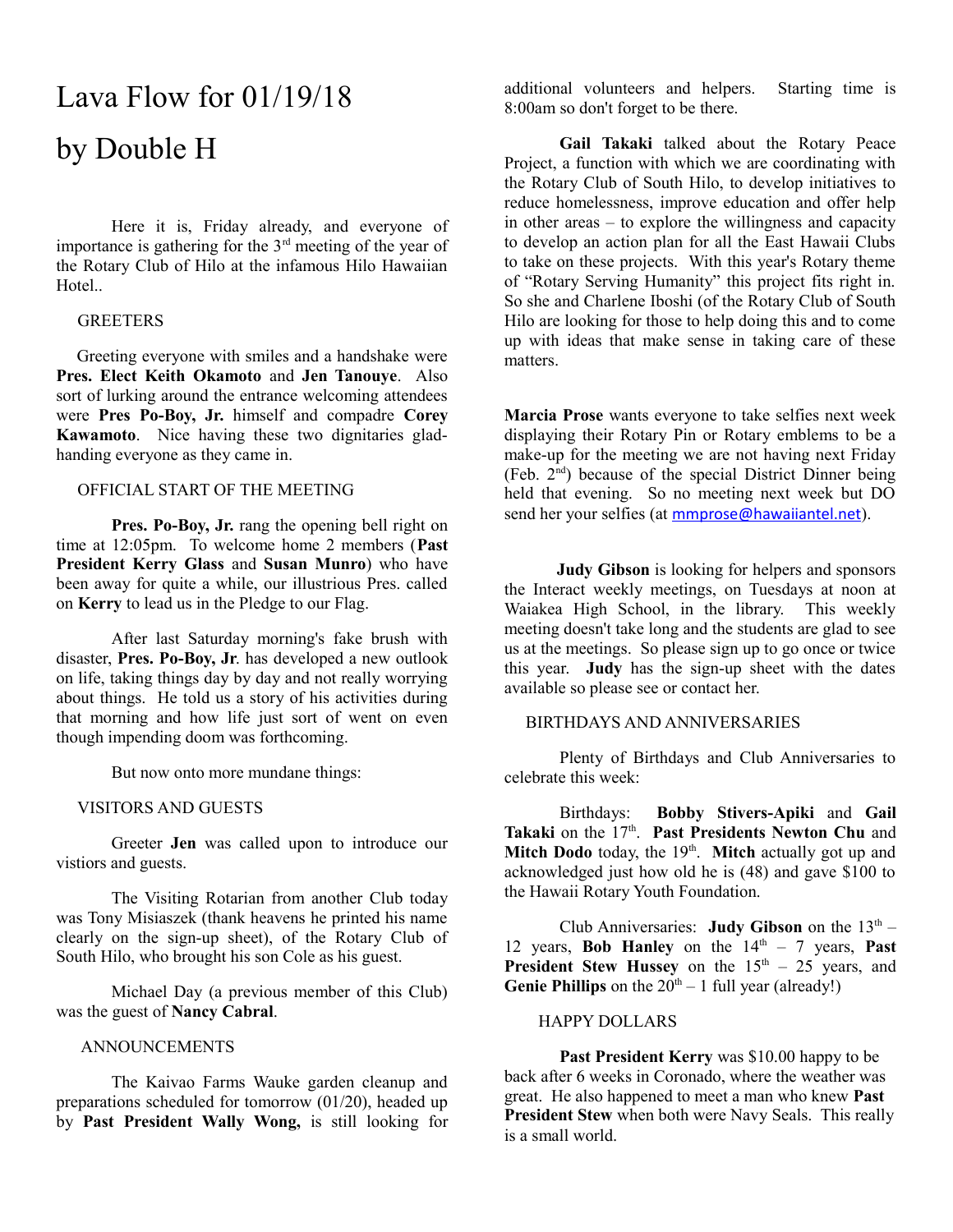# Lava Flow for 01/19/18

# by Double H

Here it is, Friday already, and everyone of importance is gathering for the 3rd meeting of the year of the Rotary Club of Hilo at the infamous Hilo Hawaiian Hotel..

## GREETERS

Greeting everyone with smiles and a handshake were **Pres. Elect Keith Okamoto** and **Jen Tanouye**. Also sort of lurking around the entrance welcoming attendees were **Pres Po-Boy, Jr.** himself and compadre **Corey Kawamoto**. Nice having these two dignitaries glad-handing everyone as they came in.

## OFFICIAL START OF THE MEETING

**Pres. Po-Boy, Jr.** rang the opening bell right on time at 12:05pm. To welcome home 2 members (**Past President Kerry Glass** and **Susan Munro**) who have been away for quite a while, our illustrious Pres. called on **Kerry** to lead us in the Pledge to our Flag.

After last Saturday morning's fake brush with disaster, **Pres. Po-Boy, Jr**. has developed a new outlook on life, taking things day by day and not really worrying about things. He told us a story of his activities during that morning and how life just sort of went on even though impending doom was forthcoming.

But now onto more mundane things:

## VISITORS AND GUESTS

Greeter **Jen** was called upon to introduce our vistiors and guests.

The Visiting Rotarian from another Club today was Tony Misiaszek (thank heavens he printed his name clearly on the sign-up sheet), of the Rotary Club of South Hilo, who brought his son Cole as his guest.

Michael Day (a previous member of this Club) was the guest of **Nancy Cabral**.

## ANNOUNCEMENTS

The Kaivao Farms Wauke garden cleanup and preparations scheduled for tomorrow (01/20), headed up by **Past President Wally Wong,** is still looking for additional volunteers and helpers. Starting time is 8:00am so don't forget to be there.

**Gail Takaki** talked about the Rotary Peace Project, a function with which we are coordinating with the Rotary Club of South Hilo, to develop initiatives to reduce homelessness, improve education and offer help in other areas – to explore the willingness and capacity to develop an action plan for all the East Hawaii Clubs to take on these projects. With this year's Rotary theme of "Rotary Serving Humanity" this project fits right in. So she and Charlene Iboshi (of the Rotary Club of South Hilo are looking for those to help doing this and to come up with ideas that make sense in taking care of these matters.

**Marcia Prose** wants everyone to take selfies next week displaying their Rotary Pin or Rotary emblems to be a make-up for the meeting we are not having next Friday (Feb. 2nd) because of the special District Dinner being held that evening. So no meeting next week but DO send her your selfies (at mmprose@hawaiiantel.net).

**Judy Gibson** is looking for helpers and sponsors the Interact weekly meetings, on Tuesdays at noon at Waiakea High School, in the library. This weekly meeting doesn't take long and the students are glad to see us at the meetings. So please sign up to go once or twice this year. **Judy** has the sign-up sheet with the dates available so please see or contact her.

## BIRTHDAYS AND ANNIVERSARIES

Plenty of Birthdays and Club Anniversaries to celebrate this week:

Birthdays: **Bobby Stivers-Apiki** and **Gail Takaki** on the 17th. **Past Presidents Newton Chu** and **Mitch Dodo** today, the 19th. **Mitch** actually got up and acknowledged just how old he is (48) and gave $100 to the Hawaii Rotary Youth Foundation.

Club Anniversaries: **Judy Gibson** on the 13th – 12 years, **Bob Hanley** on the 14th – 7 years, **Past President Stew Hussey** on the 15th – 25 years, and **Genie Phillips** on the 20th – 1 full year (already!)

## HAPPY DOLLARS

**Past President Kerry** was $10.00 happy to be back after 6 weeks in Coronado, where the weather was great. He also happened to meet a man who knew **Past President Stew** when both were Navy Seals. This really is a small world.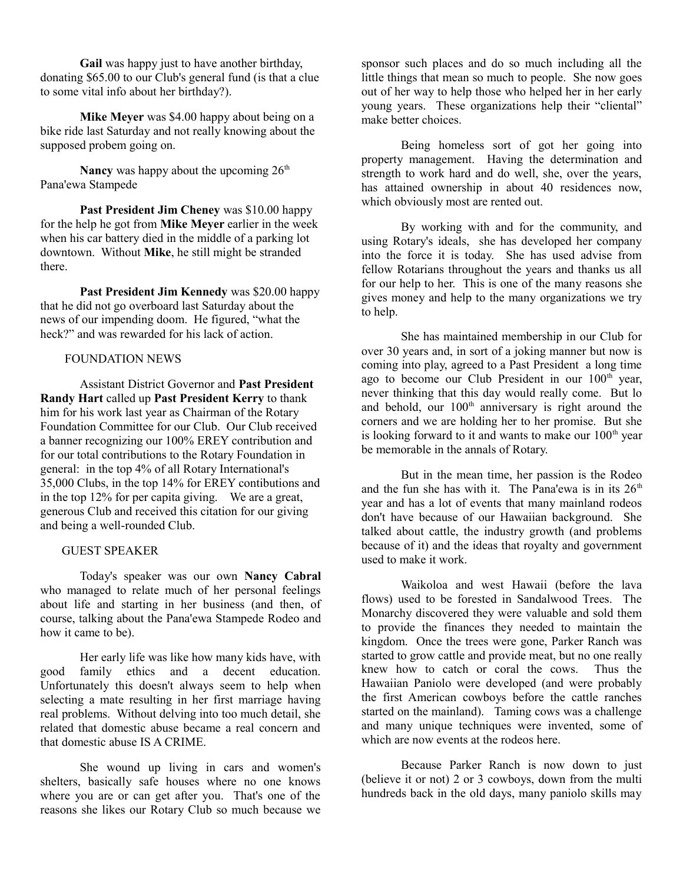**Gail** was happy just to have another birthday, donating $65.00 to our Club's general fund (is that a clue to some vital info about her birthday?).

**Mike Meyer** was $4.00 happy about being on a bike ride last Saturday and not really knowing about the supposed probem going on.

**Nancy** was happy about the upcoming 26th Pana'ewa Stampede

**Past President Jim Cheney** was $10.00 happy for the help he got from **Mike Meyer** earlier in the week when his car battery died in the middle of a parking lot downtown. Without **Mike**, he still might be stranded there.

**Past President Jim Kennedy** was $20.00 happy that he did not go overboard last Saturday about the news of our impending doom. He figured, "what the heck?" and was rewarded for his lack of action.

FOUNDATION NEWS

Assistant District Governor and **Past President Randy Hart** called up **Past President Kerry** to thank him for his work last year as Chairman of the Rotary Foundation Committee for our Club. Our Club received a banner recognizing our 100% EREY contribution and for our total contributions to the Rotary Foundation in general: in the top 4% of all Rotary International's 35,000 Clubs, in the top 14% for EREY contibutions and in the top 12% for per capita giving. We are a great, generous Club and received this citation for our giving and being a well-rounded Club.

GUEST SPEAKER

Today's speaker was our own **Nancy Cabral** who managed to relate much of her personal feelings about life and starting in her business (and then, of course, talking about the Pana'ewa Stampede Rodeo and how it came to be).

Her early life was like how many kids have, with good family ethics and a decent education. Unfortunately this doesn't always seem to help when selecting a mate resulting in her first marriage having real problems. Without delving into too much detail, she related that domestic abuse became a real concern and that domestic abuse IS A CRIME.

She wound up living in cars and women's shelters, basically safe houses where no one knows where you are or can get after you. That's one of the reasons she likes our Rotary Club so much because we sponsor such places and do so much including all the little things that mean so much to people. She now goes out of her way to help those who helped her in her early young years. These organizations help their "cliental" make better choices.

Being homeless sort of got her going into property management. Having the determination and strength to work hard and do well, she, over the years, has attained ownership in about 40 residences now, which obviously most are rented out.

By working with and for the community, and using Rotary's ideals, she has developed her company into the force it is today. She has used advise from fellow Rotarians throughout the years and thanks us all for our help to her. This is one of the many reasons she gives money and help to the many organizations we try to help.

She has maintained membership in our Club for over 30 years and, in sort of a joking manner but now is coming into play, agreed to a Past President a long time ago to become our Club President in our 100th year, never thinking that this day would really come. But lo and behold, our 100th anniversary is right around the corners and we are holding her to her promise. But she is looking forward to it and wants to make our 100th year be memorable in the annals of Rotary.

But in the mean time, her passion is the Rodeo and the fun she has with it. The Pana'ewa is in its 26th year and has a lot of events that many mainland rodeos don't have because of our Hawaiian background. She talked about cattle, the industry growth (and problems because of it) and the ideas that royalty and government used to make it work.

Waikoloa and west Hawaii (before the lava flows) used to be forested in Sandalwood Trees. The Monarchy discovered they were valuable and sold them to provide the finances they needed to maintain the kingdom. Once the trees were gone, Parker Ranch was started to grow cattle and provide meat, but no one really knew how to catch or coral the cows. Thus the Hawaiian Paniolo were developed (and were probably the first American cowboys before the cattle ranches started on the mainland). Taming cows was a challenge and many unique techniques were invented, some of which are now events at the rodeos here.

Because Parker Ranch is now down to just (believe it or not) 2 or 3 cowboys, down from the multi hundreds back in the old days, many paniolo skills may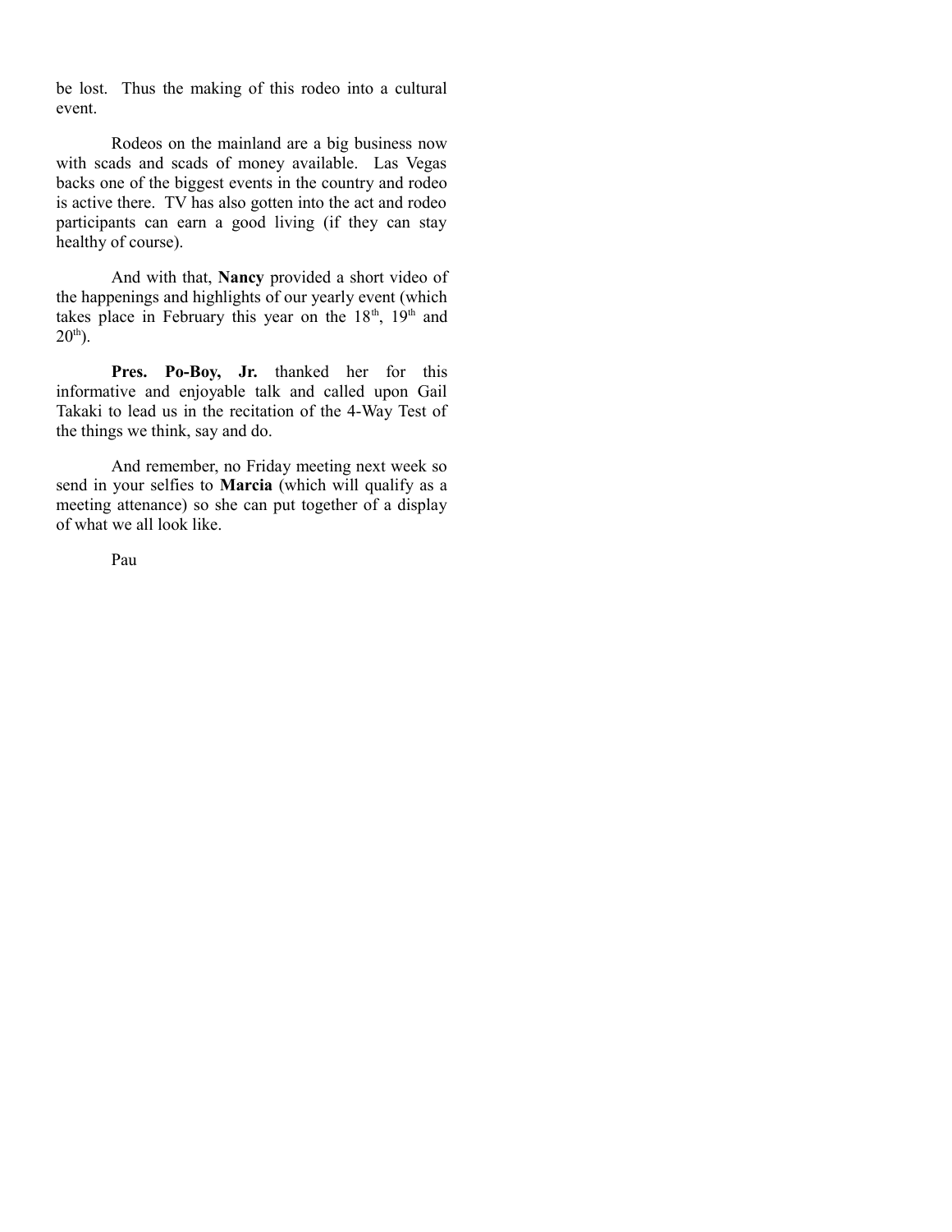be lost. Thus the making of this rodeo into a cultural event.

Rodeos on the mainland are a big business now with scads and scads of money available. Las Vegas backs one of the biggest events in the country and rodeo is active there. TV has also gotten into the act and rodeo participants can earn a good living (if they can stay healthy of course).

And with that, **Nancy** provided a short video of the happenings and highlights of our yearly event (which takes place in February this year on the 18th, 19th and 20th).

**Pres. Po-Boy, Jr.** thanked her for this informative and enjoyable talk and called upon Gail Takaki to lead us in the recitation of the 4-Way Test of the things we think, say and do.

And remember, no Friday meeting next week so send in your selfies to **Marcia** (which will qualify as a meeting attenance) so she can put together of a display of what we all look like.

Pau